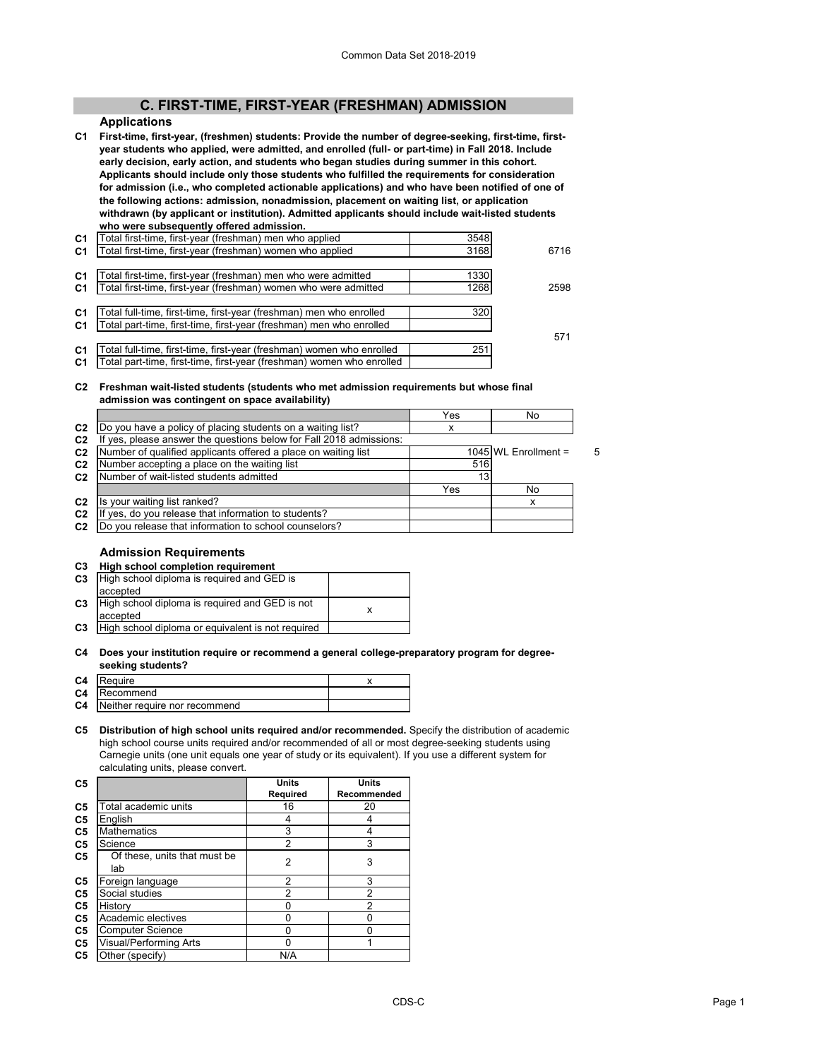## C. FIRST-TIME, FIRST-YEAR (FRESHMAN) ADMISSION

### Applications

**C1 First-time, first-year, (freshmen) students: Provide the number of degree-seeking, first-time, first-year students who applied, were admitted, and enrolled (full- or part-time) in Fall 2018. Include early decision, early action, and students who began studies during summer in this cohort. Applicants should include only those students who fulfilled the requirements for consideration for admission (i.e., who completed actionable applications) and who have been notified of one of the following actions: admission, nonadmission, placement on waiting list, or application withdrawn (by applicant or institution). Admitted applicants should include wait-listed students who were subsequently offered admission.**

| | | | |
|---|---|---|---|
| C1 | Total first-time, first-year (freshman) men who applied | 3548 | |
| C1 | Total first-time, first-year (freshman) women who applied | 3168 | 6716 |
| C1 | Total first-time, first-year (freshman) men who were admitted | 1330 | |
| C1 | Total first-time, first-year (freshman) women who were admitted | 1268 | 2598 |
| C1 | Total full-time, first-time, first-year (freshman) men who enrolled | 320 | |
| C1 | Total part-time, first-time, first-year (freshman) men who enrolled | | |
| | | | 571 |
| C1 | Total full-time, first-time, first-year (freshman) women who enrolled | 251 | |
| C1 | Total part-time, first-time, first-year (freshman) women who enrolled | | |

**C2 Freshman wait-listed students (students who met admission requirements but whose final admission was contingent on space availability)**

| | | Yes | No | |
|---|---|---|---|---|
| C2 | Do you have a policy of placing students on a waiting list? | x | | |
| C2 | If yes, please answer the questions below for Fall 2018 admissions: | | | |
| C2 | Number of qualified applicants offered a place on waiting list | 1045 | WL Enrollment = | 5 |
| C2 | Number accepting a place on the waiting list | 516 | | |
| C2 | Number of wait-listed students admitted | 13 | | |
| | | Yes | No | |
| C2 | Is your waiting list ranked? | | x | |
| C2 | If yes, do you release that information to students? | | | |
| C2 | Do you release that information to school counselors? | | | |

### Admission Requirements

**C3 High school completion requirement**

| | | |
|---|---|---|
| C3 | High school diploma is required and GED is accepted | |
| C3 | High school diploma is required and GED is not accepted | x |
| C3 | High school diploma or equivalent is not required | |

**C4 Does your institution require or recommend a general college-preparatory program for degree-seeking students?**

| | | |
|---|---|---|
| C4 | Require | x |
| C4 | Recommend | |
| C4 | Neither require nor recommend | |

**C5 Distribution of high school units required and/or recommended.** Specify the distribution of academic high school course units required and/or recommended of all or most degree-seeking students using Carnegie units (one unit equals one year of study or its equivalent). If you use a different system for calculating units, please convert.

| C5 | | Units Required | Units Recommended |
|---|---|---|---|
| C5 | Total academic units | 16 | 20 |
| C5 | English | 4 | 4 |
| C5 | Mathematics | 3 | 4 |
| C5 | Science | 2 | 3 |
| C5 | Of these, units that must be lab | 2 | 3 |
| C5 | Foreign language | 2 | 3 |
| C5 | Social studies | 2 | 2 |
| C5 | History | 0 | 2 |
| C5 | Academic electives | 0 | 0 |
| C5 | Computer Science | 0 | 0 |
| C5 | Visual/Performing Arts | 0 | 1 |
| C5 | Other (specify) | N/A | |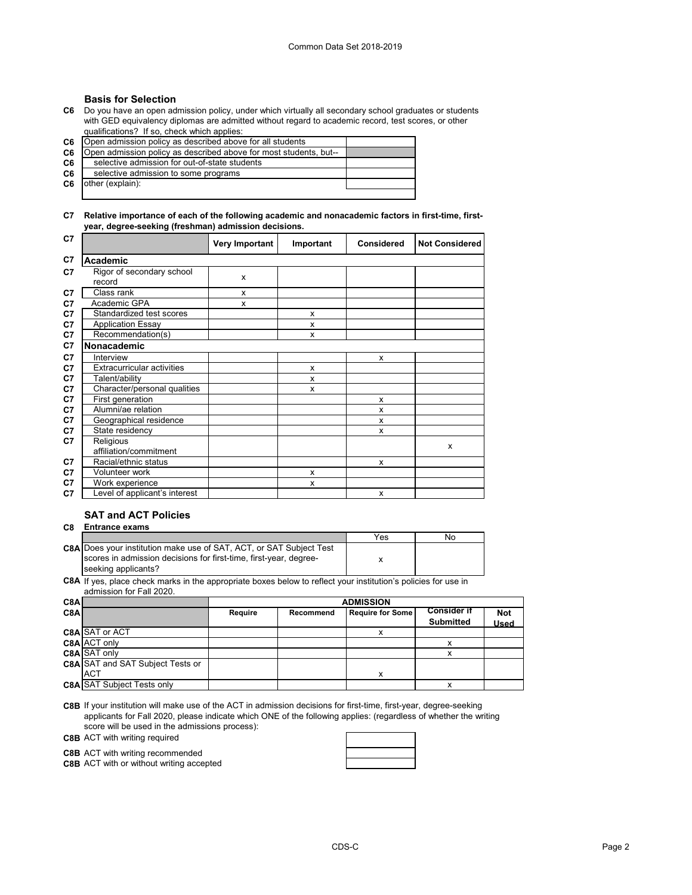## Basis for Selection

**C6** Do you have an open admission policy, under which virtually all secondary school graduates or students with GED equivalency diplomas are admitted without regard to academic record, test scores, or other qualifications? If so, check which applies:

| | | |
|---|---|---|
| C6 | Open admission policy as described above for all students | |
| C6 | Open admission policy as described above for most students, but-- | |
| C6 | selective admission for out-of-state students | |
| C6 | selective admission to some programs | |
| C6 | other (explain): | |

**C7 Relative importance of each of the following academic and nonacademic factors in first-time, first-year, degree-seeking (freshman) admission decisions.**

| C7 | | Very Important | Important | Considered | Not Considered |
|---|---|---|---|---|---|
| C7 | **Academic** | | | | |
| C7 | Rigor of secondary school record | x | | | |
| C7 | Class rank | x | | | |
| C7 | Academic GPA | x | | | |
| C7 | Standardized test scores | | x | | |
| C7 | Application Essay | | x | | |
| C7 | Recommendation(s) | | x | | |
| C7 | **Nonacademic** | | | | |
| C7 | Interview | | | x | |
| C7 | Extracurricular activities | | x | | |
| C7 | Talent/ability | | x | | |
| C7 | Character/personal qualities | | x | | |
| C7 | First generation | | | x | |
| C7 | Alumni/ae relation | | | x | |
| C7 | Geographical residence | | | x | |
| C7 | State residency | | | x | |
| C7 | Religious affiliation/commitment | | | | x |
| C7 | Racial/ethnic status | | | x | |
| C7 | Volunteer work | | x | | |
| C7 | Work experience | | x | | |
| C7 | Level of applicant's interest | | | x | |

## SAT and ACT Policies

**C8 Entrance exams**

| | | Yes | No |
|---|---|---|---|
| C8A | Does your institution make use of SAT, ACT, or SAT Subject Test scores in admission decisions for first-time, first-year, degree-seeking applicants? | x | |

**C8A** If yes, place check marks in the appropriate boxes below to reflect your institution's policies for use in admission for Fall 2020.

| C8A | | ADMISSION | | | | |
|---|---|---|---|---|---|---|
| C8A | | Require | Recommend | Require for Some | Consider if Submitted | Not Used |
| C8A | SAT or ACT | | | x | | |
| C8A | ACT only | | | | x | |
| C8A | SAT only | | | | x | |
| C8A | SAT and SAT Subject Tests or ACT | | | x | | |
| C8A | SAT Subject Tests only | | | | x | |

**C8B** If your institution will make use of the ACT in admission decisions for first-time, first-year, degree-seeking applicants for Fall 2020, please indicate which ONE of the following applies: (regardless of whether the writing score will be used in the admissions process):

| | | |
|---|---|---|
| C8B | ACT with writing required | |
| C8B | ACT with writing recommended | |
| C8B | ACT with or without writing accepted | |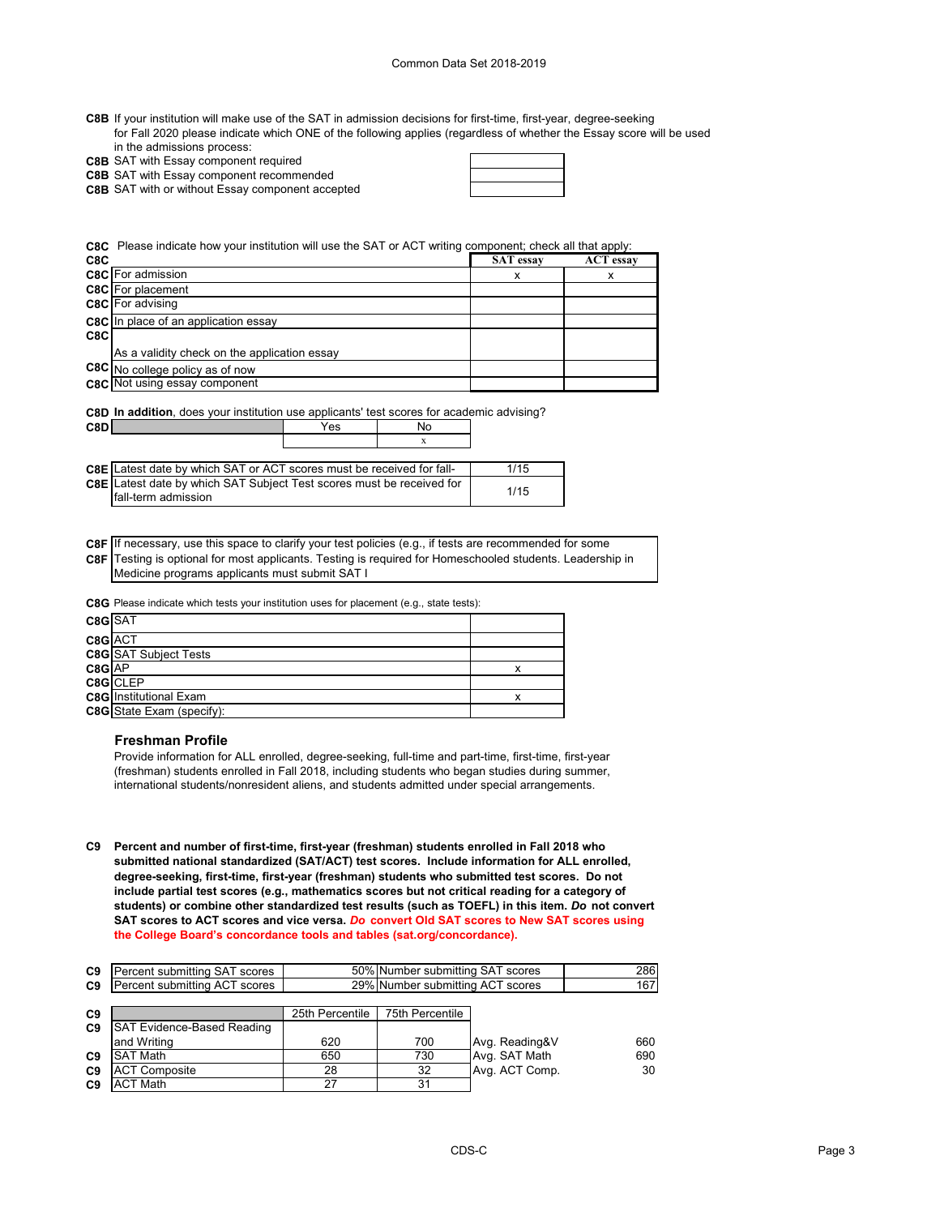Common Data Set 2018-2019

**C8B** If your institution will make use of the SAT in admission decisions for first-time, first-year, degree-seeking for Fall 2020 please indicate which ONE of the following applies (regardless of whether the Essay score will be used in the admissions process:

| | | |
|---|---|---|
| C8B | SAT with Essay component required | |
| C8B | SAT with Essay component recommended | |
| C8B | SAT with or without Essay component accepted | |

**C8C** Please indicate how your institution will use the SAT or ACT writing component; check all that apply:

| C8C | | SAT essay | ACT essay |
|---|---|---|---|
| C8C | For admission | x | x |
| C8C | For placement | | |
| C8C | For advising | | |
| C8C | In place of an application essay | | |
| C8C | As a validity check on the application essay | | |
| C8C | No college policy as of now | | |
| C8C | Not using essay component | | |

**C8D** **In addition**, does your institution use applicants' test scores for academic advising?

| C8D | | Yes | No |
|---|---|---|---|
| | | | x |

| | | |
|---|---|---|
| C8E | Latest date by which SAT or ACT scores must be received for fall- | 1/15 |
| C8E | Latest date by which SAT Subject Test scores must be received for fall-term admission | 1/15 |

**C8F** If necessary, use this space to clarify your test policies (e.g., if tests are recommended for some
**C8F** Testing is optional for most applicants. Testing is required for Homeschooled students. Leadership in Medicine programs applicants must submit SAT I

**C8G** Please indicate which tests your institution uses for placement (e.g., state tests):

| | | |
|---|---|---|
| C8G | SAT | |
| C8G | ACT | |
| C8G | SAT Subject Tests | |
| C8G | AP | x |
| C8G | CLEP | |
| C8G | Institutional Exam | x |
| C8G | State Exam (specify): | |

### Freshman Profile

Provide information for ALL enrolled, degree-seeking, full-time and part-time, first-time, first-year (freshman) students enrolled in Fall 2018, including students who began studies during summer, international students/nonresident aliens, and students admitted under special arrangements.

**C9** **Percent and number of first-time, first-year (freshman) students enrolled in Fall 2018 who submitted national standardized (SAT/ACT) test scores. Include information for ALL enrolled, degree-seeking, first-time, first-year (freshman) students who submitted test scores. Do not include partial test scores (e.g., mathematics scores but not critical reading for a category of students) or combine other standardized test results (such as TOEFL) in this item.** ***Do*** **not convert SAT scores to ACT scores and vice versa.** ***Do*** **convert Old SAT scores to New SAT scores using the College Board's concordance tools and tables (sat.org/concordance).**

| | | | | |
|---|---|---|---|---|
| C9 | Percent submitting SAT scores | 50% | Number submitting SAT scores | 286 |
| C9 | Percent submitting ACT scores | 29% | Number submitting ACT scores | 167 |

| C9 | | 25th Percentile | 75th Percentile | | |
|---|---|---|---|---|---|
| C9 | SAT Evidence-Based Reading and Writing | 620 | 700 | Avg. Reading&V | 660 |
| C9 | SAT Math | 650 | 730 | Avg. SAT Math | 690 |
| C9 | ACT Composite | 28 | 32 | Avg. ACT Comp. | 30 |
| C9 | ACT Math | 27 | 31 | | |

CDS-C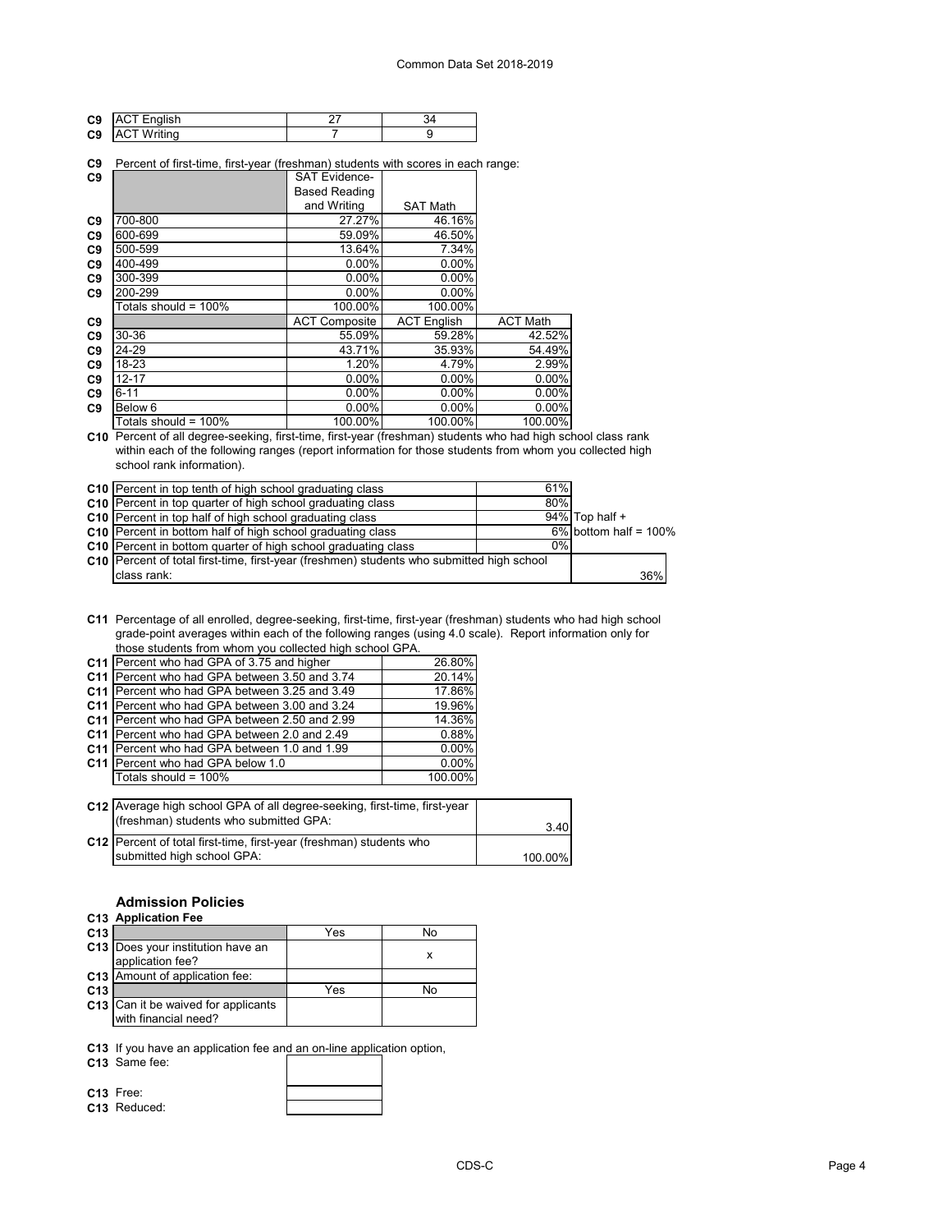| | | | |
|---|---|---|---|
| C9 | ACT English | 27 | 34 |
| C9 | ACT Writing | 7 | 9 |

**C9** Percent of first-time, first-year (freshman) students with scores in each range:

| | | SAT Evidence-Based Reading and Writing | SAT Math |
|---|---|---|---|
| C9 | 700-800 | 27.27% | 46.16% |
| C9 | 600-699 | 59.09% | 46.50% |
| C9 | 500-599 | 13.64% | 7.34% |
| C9 | 400-499 | 0.00% | 0.00% |
| C9 | 300-399 | 0.00% | 0.00% |
| C9 | 200-299 | 0.00% | 0.00% |
| | Totals should = 100% | 100.00% | 100.00% |

| | | ACT Composite | ACT English | ACT Math |
|---|---|---|---|---|
| C9 | 30-36 | 55.09% | 59.28% | 42.52% |
| C9 | 24-29 | 43.71% | 35.93% | 54.49% |
| C9 | 18-23 | 1.20% | 4.79% | 2.99% |
| C9 | 12-17 | 0.00% | 0.00% | 0.00% |
| C9 | 6-11 | 0.00% | 0.00% | 0.00% |
| C9 | Below 6 | 0.00% | 0.00% | 0.00% |
| | Totals should = 100% | 100.00% | 100.00% | 100.00% |

**C10** Percent of all degree-seeking, first-time, first-year (freshman) students who had high school class rank within each of the following ranges (report information for those students from whom you collected high school rank information).

| | | | |
|---|---|---|---|
| C10 | Percent in top tenth of high school graduating class | 61% | |
| C10 | Percent in top quarter of high school graduating class | 80% | |
| C10 | Percent in top half of high school graduating class | 94% | Top half + |
| C10 | Percent in bottom half of high school graduating class | 6% | bottom half = 100% |
| C10 | Percent in bottom quarter of high school graduating class | 0% | |
| C10 | Percent of total first-time, first-year (freshmen) students who submitted high school class rank: | | 36% |

**C11** Percentage of all enrolled, degree-seeking, first-time, first-year (freshman) students who had high school grade-point averages within each of the following ranges (using 4.0 scale). Report information only for those students from whom you collected high school GPA.

| | | |
|---|---|---|
| C11 | Percent who had GPA of 3.75 and higher | 26.80% |
| C11 | Percent who had GPA between 3.50 and 3.74 | 20.14% |
| C11 | Percent who had GPA between 3.25 and 3.49 | 17.86% |
| C11 | Percent who had GPA between 3.00 and 3.24 | 19.96% |
| C11 | Percent who had GPA between 2.50 and 2.99 | 14.36% |
| C11 | Percent who had GPA between 2.0 and 2.49 | 0.88% |
| C11 | Percent who had GPA between 1.0 and 1.99 | 0.00% |
| C11 | Percent who had GPA below 1.0 | 0.00% |
| | Totals should = 100% | 100.00% |

| | | |
|---|---|---|
| C12 | Average high school GPA of all degree-seeking, first-time, first-year (freshman) students who submitted GPA: | 3.40 |
| C12 | Percent of total first-time, first-year (freshman) students who submitted high school GPA: | 100.00% |

## Admission Policies

### C13 Application Fee

| | | Yes | No |
|---|---|---|---|
| C13 | Does your institution have an application fee? | | x |
| C13 | Amount of application fee: | | |

| | | Yes | No |
|---|---|---|---|
| C13 | Can it be waived for applicants with financial need? | | |

**C13** If you have an application fee and an on-line application option,

**C13** Same fee:

**C13** Free:

**C13** Reduced: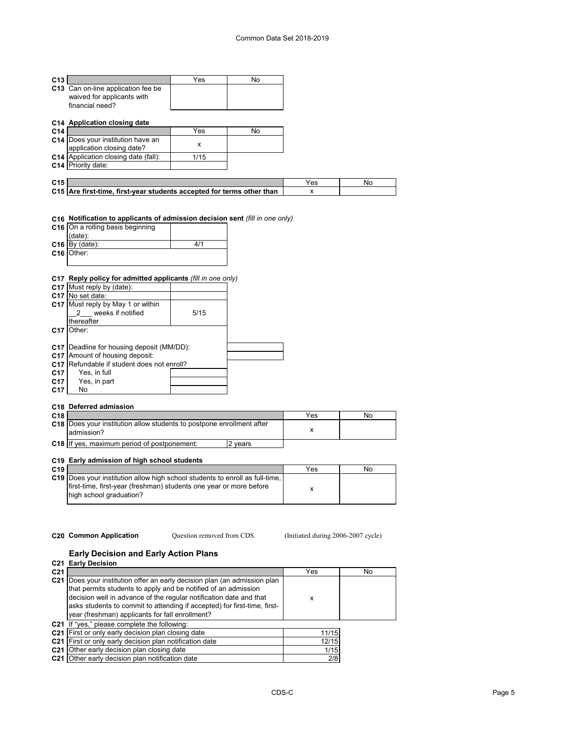| C13 | | Yes | No |
|---|---|---|---|
| C13 | Can on-line application fee be waived for applicants with financial need? | | |

**C14 Application closing date**

| C14 | | Yes | No |
|---|---|---|---|
| C14 | Does your institution have an application closing date? | x | |
| C14 | Application closing date (fall): | 1/15 | |
| C14 | Priority date: | | |

| C15 | | Yes | No |
|---|---|---|---|
| C15 | Are first-time, first-year students accepted for terms other than | x | |

**C16 Notification to applicants of admission decision sent** *(fill in one only)*

| C16 | | |
|---|---|---|
| C16 | On a rolling basis beginning (date): | |
| C16 | By (date): | 4/1 |
| C16 | Other: | |

**C17 Reply policy for admitted applicants** *(fill in one only)*

| C17 | | |
|---|---|---|
| C17 | Must reply by (date): | |
| C17 | No set date: | |
| C17 | Must reply by May 1 or within __2___ weeks if notified thereafter | 5/15 |
| C17 | Other: | |
| C17 | Deadline for housing deposit (MM/DD): | |
| C17 | Amount of housing deposit: | |
| C17 | Refundable if student does not enroll? | |
| C17 | Yes, in full | |
| C17 | Yes, in part | |
| C17 | No | |

**C18 Deferred admission**

| C18 | | Yes | No |
|---|---|---|---|
| C18 | Does your institution allow students to postpone enrollment after admission? | x | |
| C18 | If yes, maximum period of postponement: 2 years | | |

**C19 Early admission of high school students**

| C19 | | Yes | No |
|---|---|---|---|
| C19 | Does your institution allow high school students to enroll as full-time, first-time, first-year (freshman) students one year or more before high school graduation? | x | |

**C20 Common Application** Question removed from CDS. (Initiated during 2006-2007 cycle)

## Early Decision and Early Action Plans

**C21 Early Decision**

| C21 | | Yes | No |
|---|---|---|---|
| C21 | Does your institution offer an early decision plan (an admission plan that permits students to apply and be notified of an admission decision well in advance of the regular notification date and that asks students to commit to attending if accepted) for first-time, first-year (freshman) applicants for fall enrollment? | x | |
| C21 | If "yes," please complete the following: | | |
| C21 | First or only early decision plan closing date | 11/15 | |
| C21 | First or only early decision plan notification date | 12/15 | |
| C21 | Other early decision plan closing date | 1/15 | |
| C21 | Other early decision plan notification date | 2/8 | |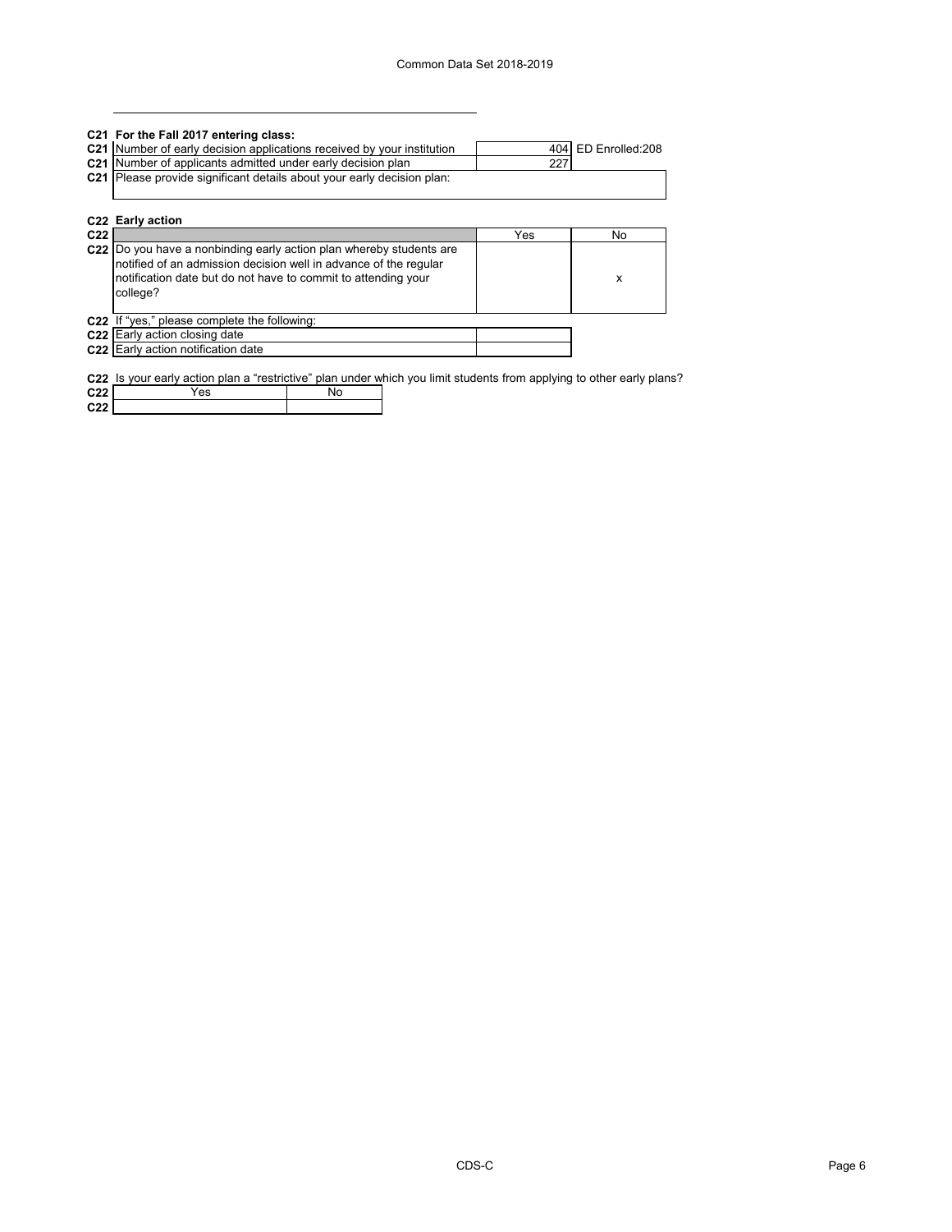**C21 For the Fall 2017 entering class:**

| | | | |
|---|---|---|---|
| C21 | Number of early decision applications received by your institution | 404 | ED Enrolled:208 |
| C21 | Number of applicants admitted under early decision plan | 227 | |
| C21 | Please provide significant details about your early decision plan: | | |

**C22 Early action**

| | | Yes | No |
|---|---|---|---|
| C22 | Do you have a nonbinding early action plan whereby students are notified of an admission decision well in advance of the regular notification date but do not have to commit to attending your college? | | x |

| | | |
|---|---|---|
| C22 | If "yes," please complete the following: | |
| C22 | Early action closing date | |
| C22 | Early action notification date | |

C22 Is your early action plan a "restrictive" plan under which you limit students from applying to other early plans?

| | Yes | No |
|---|---|---|
| C22 | | |